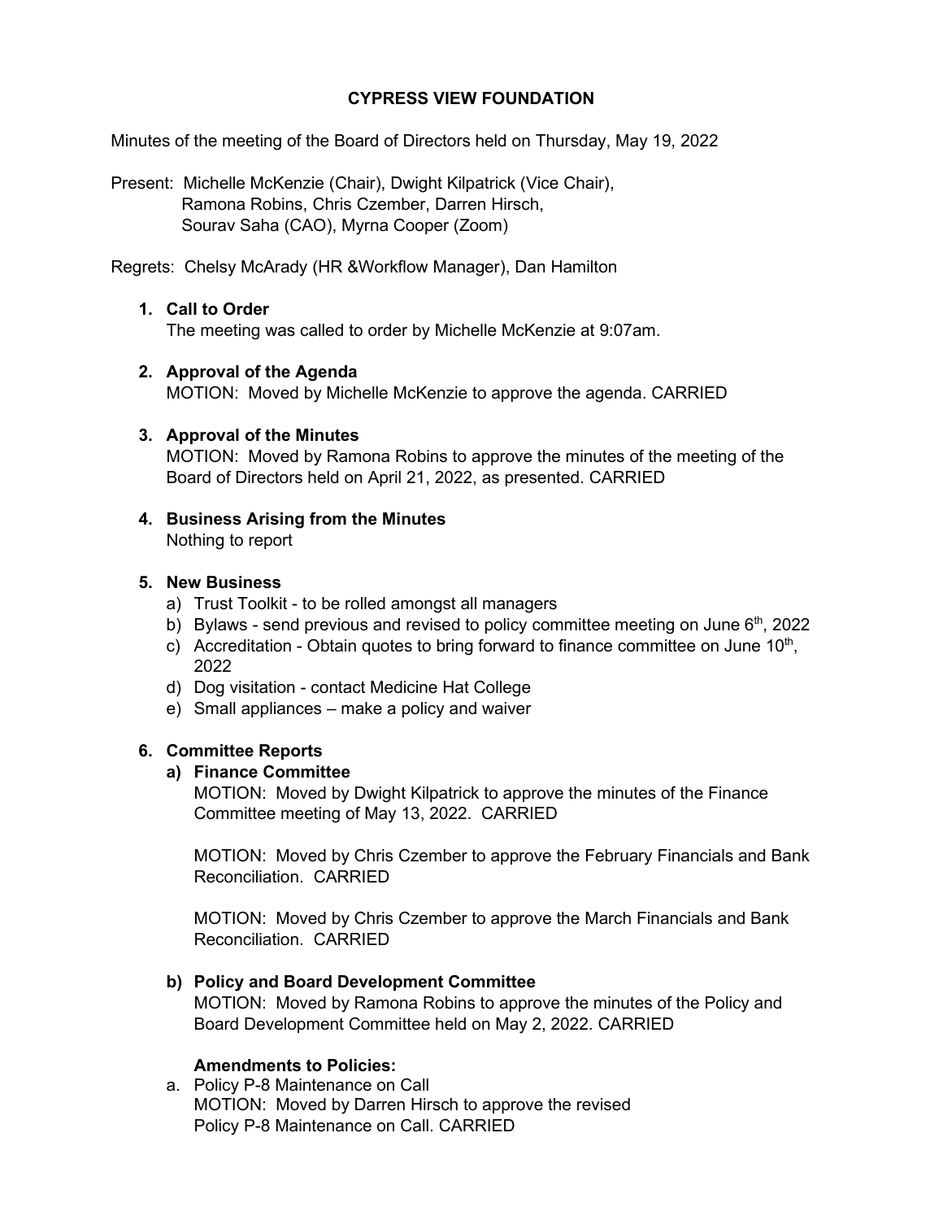# CYPRESS VIEW FOUNDATION

Minutes of the meeting of the Board of Directors held on Thursday, May 19, 2022

Present: Michelle McKenzie (Chair), Dwight Kilpatrick (Vice Chair), Ramona Robins, Chris Czember, Darren Hirsch, Sourav Saha (CAO), Myrna Cooper (Zoom)

Regrets: Chelsy McArady (HR &Workflow Manager), Dan Hamilton

1. **Call to Order**
   The meeting was called to order by Michelle McKenzie at 9:07am.

2. **Approval of the Agenda**
   MOTION: Moved by Michelle McKenzie to approve the agenda. CARRIED

3. **Approval of the Minutes**
   MOTION: Moved by Ramona Robins to approve the minutes of the meeting of the Board of Directors held on April 21, 2022, as presented. CARRIED

4. **Business Arising from the Minutes**
   Nothing to report

5. **New Business**
   a) Trust Toolkit - to be rolled amongst all managers
   b) Bylaws - send previous and revised to policy committee meeting on June 6th, 2022
   c) Accreditation - Obtain quotes to bring forward to finance committee on June 10th, 2022
   d) Dog visitation - contact Medicine Hat College
   e) Small appliances – make a policy and waiver

6. **Committee Reports**

   **a) Finance Committee**

   MOTION: Moved by Dwight Kilpatrick to approve the minutes of the Finance Committee meeting of May 13, 2022. CARRIED

   MOTION: Moved by Chris Czember to approve the February Financials and Bank Reconciliation. CARRIED

   MOTION: Moved by Chris Czember to approve the March Financials and Bank Reconciliation. CARRIED

   **b) Policy and Board Development Committee**

   MOTION: Moved by Ramona Robins to approve the minutes of the Policy and Board Development Committee held on May 2, 2022. CARRIED

   **Amendments to Policies:**

   a. Policy P-8 Maintenance on Call
   MOTION: Moved by Darren Hirsch to approve the revised Policy P-8 Maintenance on Call. CARRIED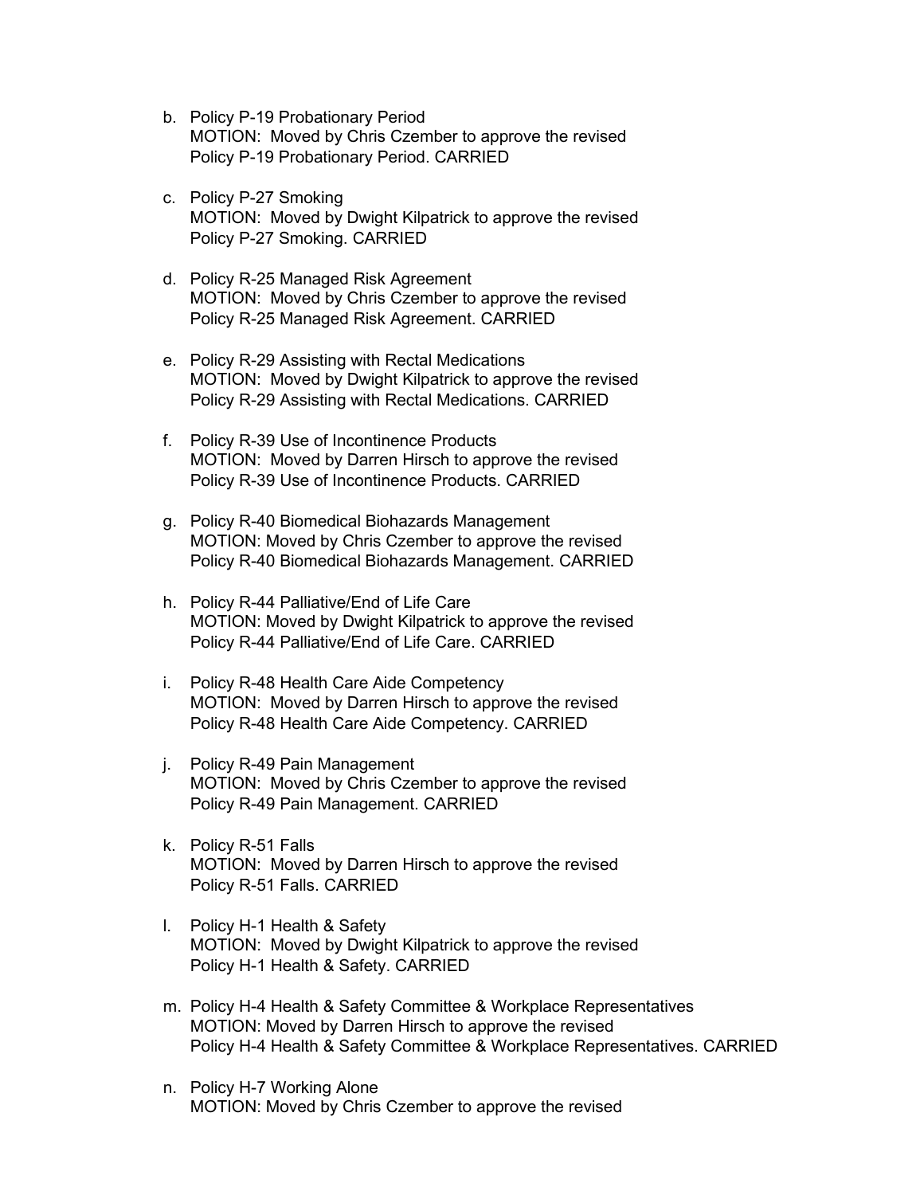b. Policy P-19 Probationary Period
   MOTION: Moved by Chris Czember to approve the revised Policy P-19 Probationary Period. CARRIED

c. Policy P-27 Smoking
   MOTION: Moved by Dwight Kilpatrick to approve the revised Policy P-27 Smoking. CARRIED

d. Policy R-25 Managed Risk Agreement
   MOTION: Moved by Chris Czember to approve the revised Policy R-25 Managed Risk Agreement. CARRIED

e. Policy R-29 Assisting with Rectal Medications
   MOTION: Moved by Dwight Kilpatrick to approve the revised Policy R-29 Assisting with Rectal Medications. CARRIED

f. Policy R-39 Use of Incontinence Products
   MOTION: Moved by Darren Hirsch to approve the revised Policy R-39 Use of Incontinence Products. CARRIED

g. Policy R-40 Biomedical Biohazards Management
   MOTION: Moved by Chris Czember to approve the revised Policy R-40 Biomedical Biohazards Management. CARRIED

h. Policy R-44 Palliative/End of Life Care
   MOTION: Moved by Dwight Kilpatrick to approve the revised Policy R-44 Palliative/End of Life Care. CARRIED

i. Policy R-48 Health Care Aide Competency
   MOTION: Moved by Darren Hirsch to approve the revised Policy R-48 Health Care Aide Competency. CARRIED

j. Policy R-49 Pain Management
   MOTION: Moved by Chris Czember to approve the revised Policy R-49 Pain Management. CARRIED

k. Policy R-51 Falls
   MOTION: Moved by Darren Hirsch to approve the revised Policy R-51 Falls. CARRIED

l. Policy H-1 Health & Safety
   MOTION: Moved by Dwight Kilpatrick to approve the revised Policy H-1 Health & Safety. CARRIED

m. Policy H-4 Health & Safety Committee & Workplace Representatives
   MOTION: Moved by Darren Hirsch to approve the revised Policy H-4 Health & Safety Committee & Workplace Representatives. CARRIED

n. Policy H-7 Working Alone
   MOTION: Moved by Chris Czember to approve the revised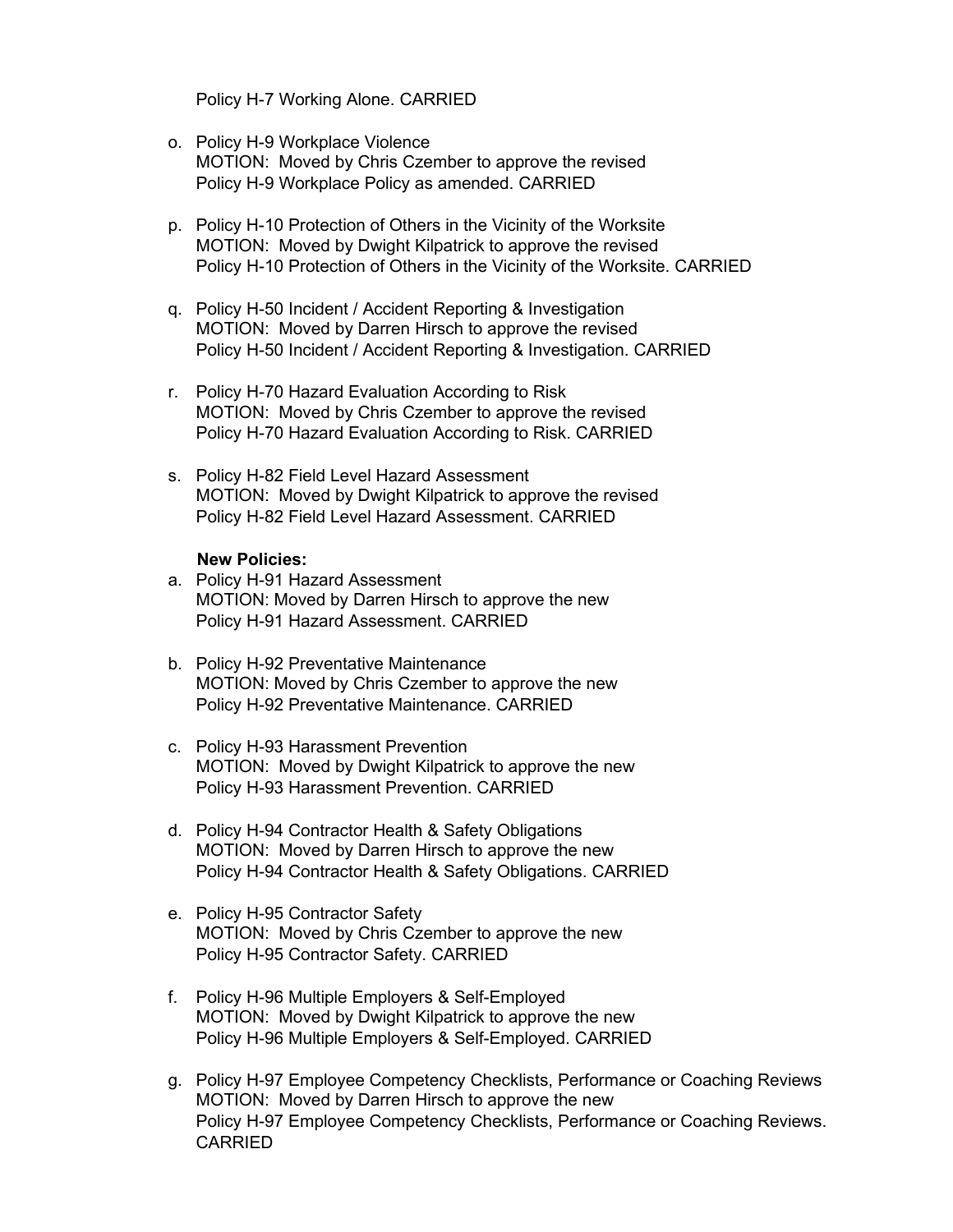Policy H-7 Working Alone. CARRIED

o. Policy H-9 Workplace Violence
   MOTION: Moved by Chris Czember to approve the revised
   Policy H-9 Workplace Policy as amended. CARRIED

p. Policy H-10 Protection of Others in the Vicinity of the Worksite
   MOTION: Moved by Dwight Kilpatrick to approve the revised
   Policy H-10 Protection of Others in the Vicinity of the Worksite. CARRIED

q. Policy H-50 Incident / Accident Reporting & Investigation
   MOTION: Moved by Darren Hirsch to approve the revised
   Policy H-50 Incident / Accident Reporting & Investigation. CARRIED

r. Policy H-70 Hazard Evaluation According to Risk
   MOTION: Moved by Chris Czember to approve the revised
   Policy H-70 Hazard Evaluation According to Risk. CARRIED

s. Policy H-82 Field Level Hazard Assessment
   MOTION: Moved by Dwight Kilpatrick to approve the revised
   Policy H-82 Field Level Hazard Assessment. CARRIED

**New Policies:**

a. Policy H-91 Hazard Assessment
   MOTION: Moved by Darren Hirsch to approve the new
   Policy H-91 Hazard Assessment. CARRIED

b. Policy H-92 Preventative Maintenance
   MOTION: Moved by Chris Czember to approve the new
   Policy H-92 Preventative Maintenance. CARRIED

c. Policy H-93 Harassment Prevention
   MOTION: Moved by Dwight Kilpatrick to approve the new
   Policy H-93 Harassment Prevention. CARRIED

d. Policy H-94 Contractor Health & Safety Obligations
   MOTION: Moved by Darren Hirsch to approve the new
   Policy H-94 Contractor Health & Safety Obligations. CARRIED

e. Policy H-95 Contractor Safety
   MOTION: Moved by Chris Czember to approve the new
   Policy H-95 Contractor Safety. CARRIED

f. Policy H-96 Multiple Employers & Self-Employed
   MOTION: Moved by Dwight Kilpatrick to approve the new
   Policy H-96 Multiple Employers & Self-Employed. CARRIED

g. Policy H-97 Employee Competency Checklists, Performance or Coaching Reviews
   MOTION: Moved by Darren Hirsch to approve the new
   Policy H-97 Employee Competency Checklists, Performance or Coaching Reviews. CARRIED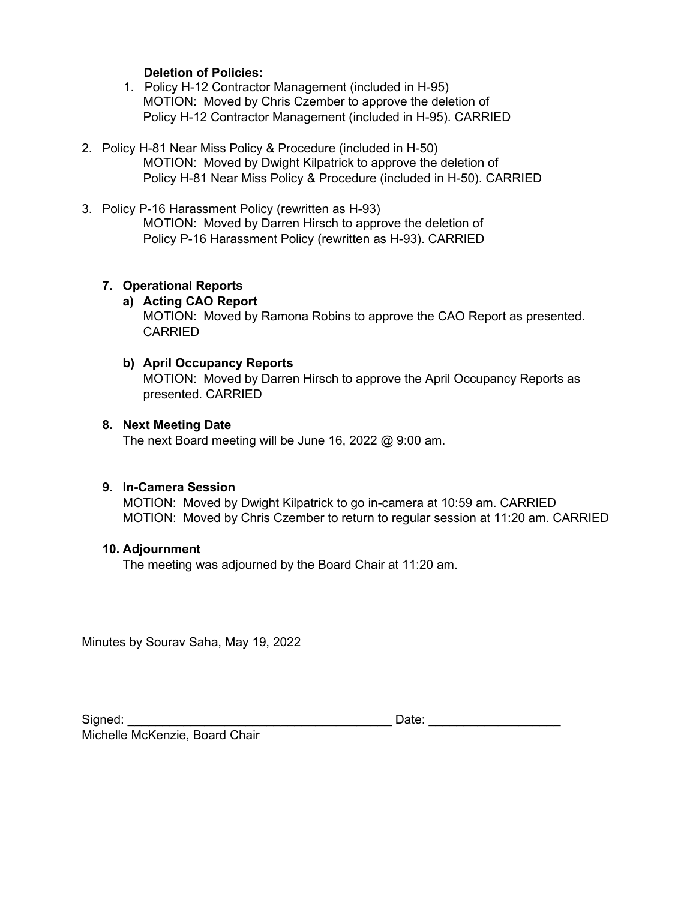**Deletion of Policies:**

1. Policy H-12 Contractor Management (included in H-95)
   MOTION: Moved by Chris Czember to approve the deletion of Policy H-12 Contractor Management (included in H-95). CARRIED

2. Policy H-81 Near Miss Policy & Procedure (included in H-50)
   MOTION: Moved by Dwight Kilpatrick to approve the deletion of Policy H-81 Near Miss Policy & Procedure (included in H-50). CARRIED

3. Policy P-16 Harassment Policy (rewritten as H-93)
   MOTION: Moved by Darren Hirsch to approve the deletion of Policy P-16 Harassment Policy (rewritten as H-93). CARRIED

**7. Operational Reports**

**a) Acting CAO Report**

MOTION: Moved by Ramona Robins to approve the CAO Report as presented. CARRIED

**b) April Occupancy Reports**

MOTION: Moved by Darren Hirsch to approve the April Occupancy Reports as presented. CARRIED

**8. Next Meeting Date**

The next Board meeting will be June 16, 2022 @ 9:00 am.

**9. In-Camera Session**

MOTION: Moved by Dwight Kilpatrick to go in-camera at 10:59 am. CARRIED
MOTION: Moved by Chris Czember to return to regular session at 11:20 am. CARRIED

**10. Adjournment**

The meeting was adjourned by the Board Chair at 11:20 am.

Minutes by Sourav Saha, May 19, 2022

Signed: ______________________________________ Date: __________________
Michelle McKenzie, Board Chair